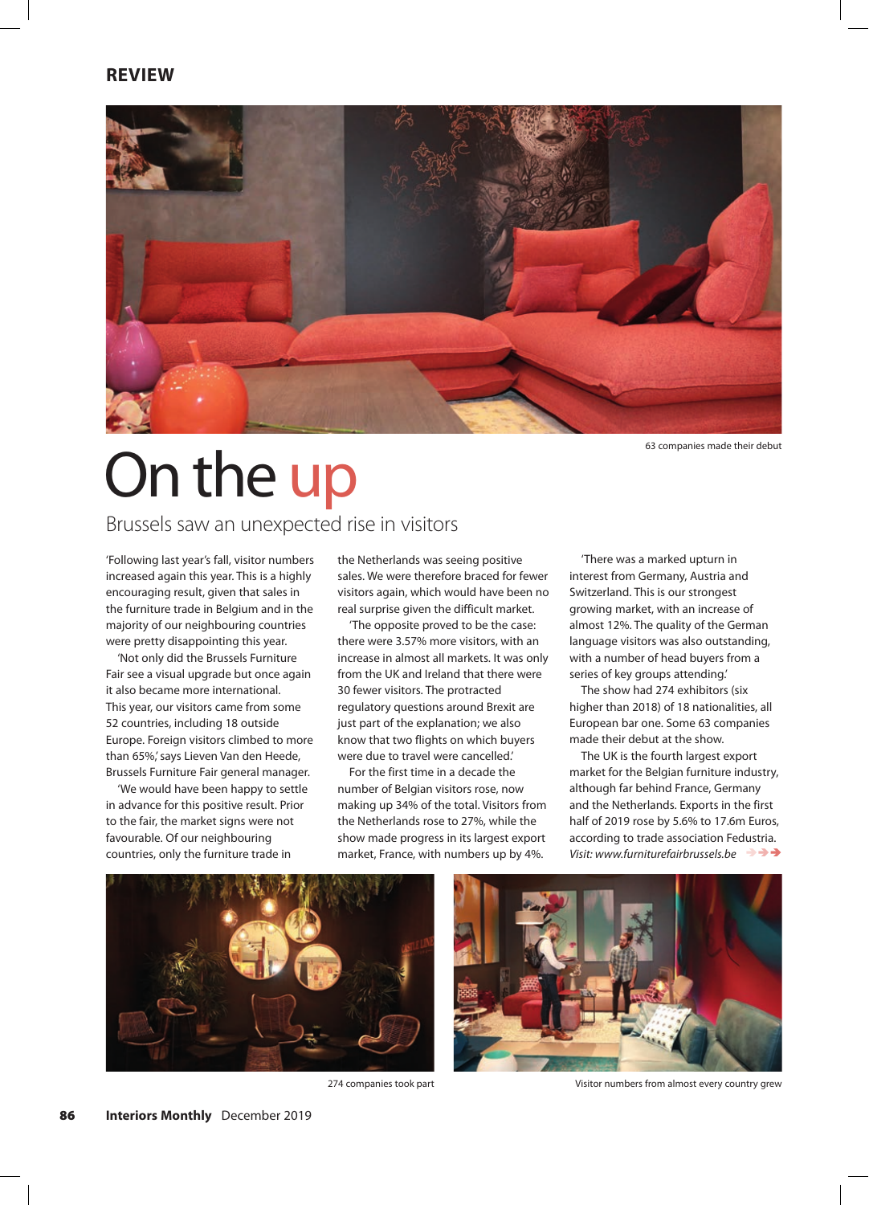REVIEW

63 companies made their debut

# On the up

## Brussels saw an unexpected rise in visitors

'Following last year's fall, visitor numbers increased again this year. This is a highly encouraging result, given that sales in the furniture trade in Belgium and in the majority of our neighbouring countries were pretty disappointing this year.

'Not only did the Brussels Furniture Fair see a visual upgrade but once again it also became more international. This year, our visitors came from some 52 countries, including 18 outside Europe. Foreign visitors climbed to more than 65%,' says Lieven Van den Heede, Brussels Furniture Fair general manager.

'We would have been happy to settle in advance for this positive result. Prior to the fair, the market signs were not favourable. Of our neighbouring countries, only the furniture trade in the Netherlands was seeing positive sales. We were therefore braced for fewer visitors again, which would have been no real surprise given the difficult market.

'The opposite proved to be the case: there were 3.57% more visitors, with an increase in almost all markets. It was only from the UK and Ireland that there were 30 fewer visitors. The protracted regulatory questions around Brexit are just part of the explanation; we also know that two flights on which buyers were due to travel were cancelled.'

For the first time in a decade the number of Belgian visitors rose, now making up 34% of the total. Visitors from the Netherlands rose to 27%, while the show made progress in its largest export market, France, with numbers up by 4%.

'There was a marked upturn in interest from Germany, Austria and Switzerland. This is our strongest growing market, with an increase of almost 12%. The quality of the German language visitors was also outstanding, with a number of head buyers from a series of key groups attending.'

The show had 274 exhibitors (six higher than 2018) of 18 nationalities, all European bar one. Some 63 companies made their debut at the show.

The UK is the fourth largest export market for the Belgian furniture industry, although far behind France, Germany and the Netherlands. Exports in the first half of 2019 rose by 5.6% to 17.6m Euros, according to trade association Fedustria.
*Visit: www.furniturefairbrussels.be*

274 companies took part

Visitor numbers from almost every country grew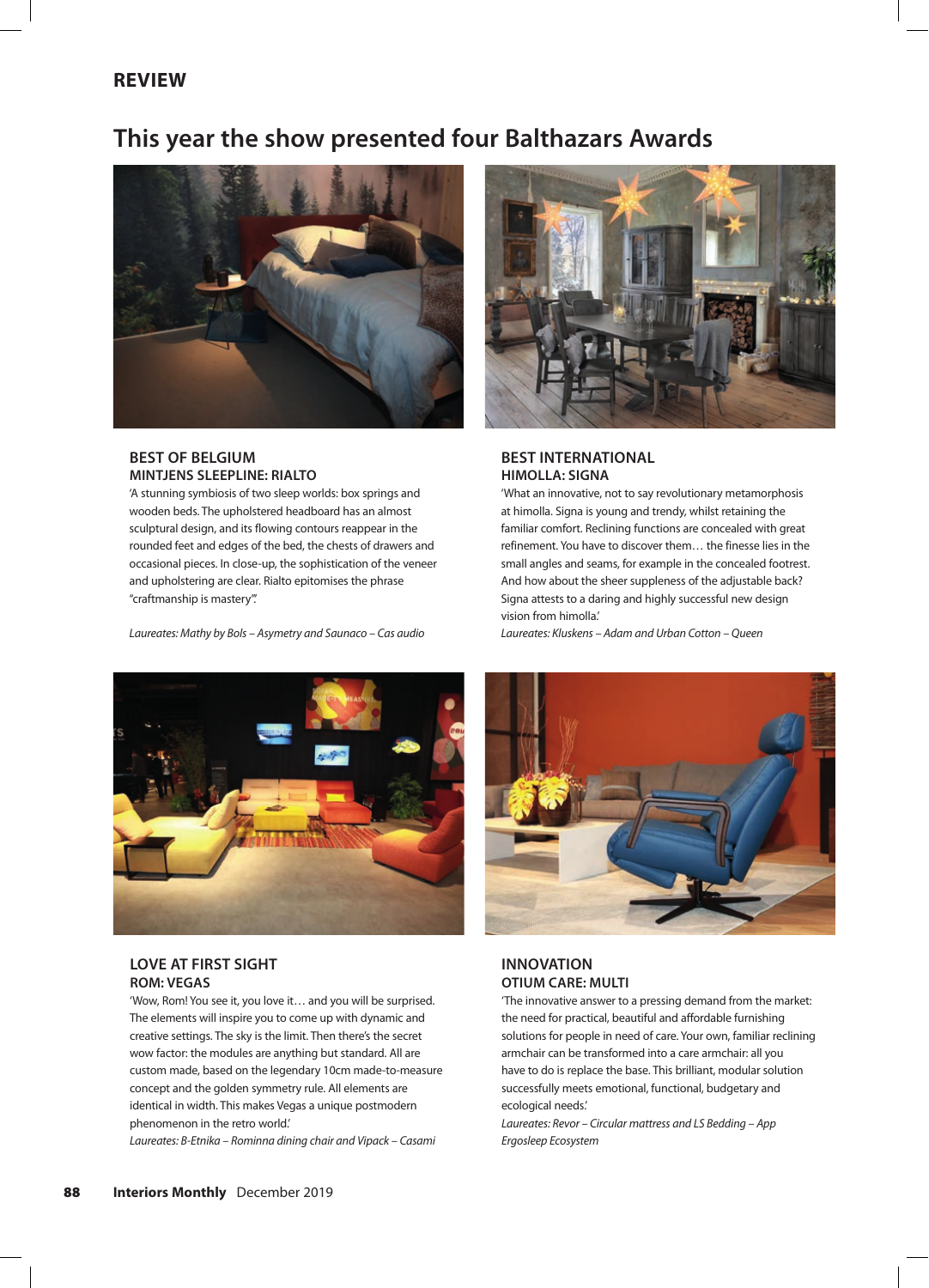## REVIEW

# This year the show presented four Balthazars Awards

### BEST OF BELGIUM
#### MINTJENS SLEEPLINE: RIALTO

'A stunning symbiosis of two sleep worlds: box springs and wooden beds. The upholstered headboard has an almost sculptural design, and its flowing contours reappear in the rounded feet and edges of the bed, the chests of drawers and occasional pieces. In close-up, the sophistication of the veneer and upholstering are clear. Rialto epitomises the phrase "craftmanship is mastery".'

*Laureates: Mathy by Bols – Asymetry and Saunaco – Cas audio*

### BEST INTERNATIONAL
#### HIMOLLA: SIGNA

'What an innovative, not to say revolutionary metamorphosis at himolla. Signa is young and trendy, whilst retaining the familiar comfort. Reclining functions are concealed with great refinement. You have to discover them… the finesse lies in the small angles and seams, for example in the concealed footrest. And how about the sheer suppleness of the adjustable back? Signa attests to a daring and highly successful new design vision from himolla.'

*Laureates: Kluskens – Adam and Urban Cotton – Queen*

### LOVE AT FIRST SIGHT
#### ROM: VEGAS

'Wow, Rom! You see it, you love it… and you will be surprised. The elements will inspire you to come up with dynamic and creative settings. The sky is the limit. Then there's the secret wow factor: the modules are anything but standard. All are custom made, based on the legendary 10cm made-to-measure concept and the golden symmetry rule. All elements are identical in width. This makes Vegas a unique postmodern phenomenon in the retro world.'

*Laureates: B-Etnika – Rominna dining chair and Vipack – Casami*

### INNOVATION
#### OTIUM CARE: MULTI

'The innovative answer to a pressing demand from the market: the need for practical, beautiful and affordable furnishing solutions for people in need of care. Your own, familiar reclining armchair can be transformed into a care armchair: all you have to do is replace the base. This brilliant, modular solution successfully meets emotional, functional, budgetary and ecological needs.'

*Laureates: Revor – Circular mattress and LS Bedding – App Ergosleep Ecosystem*